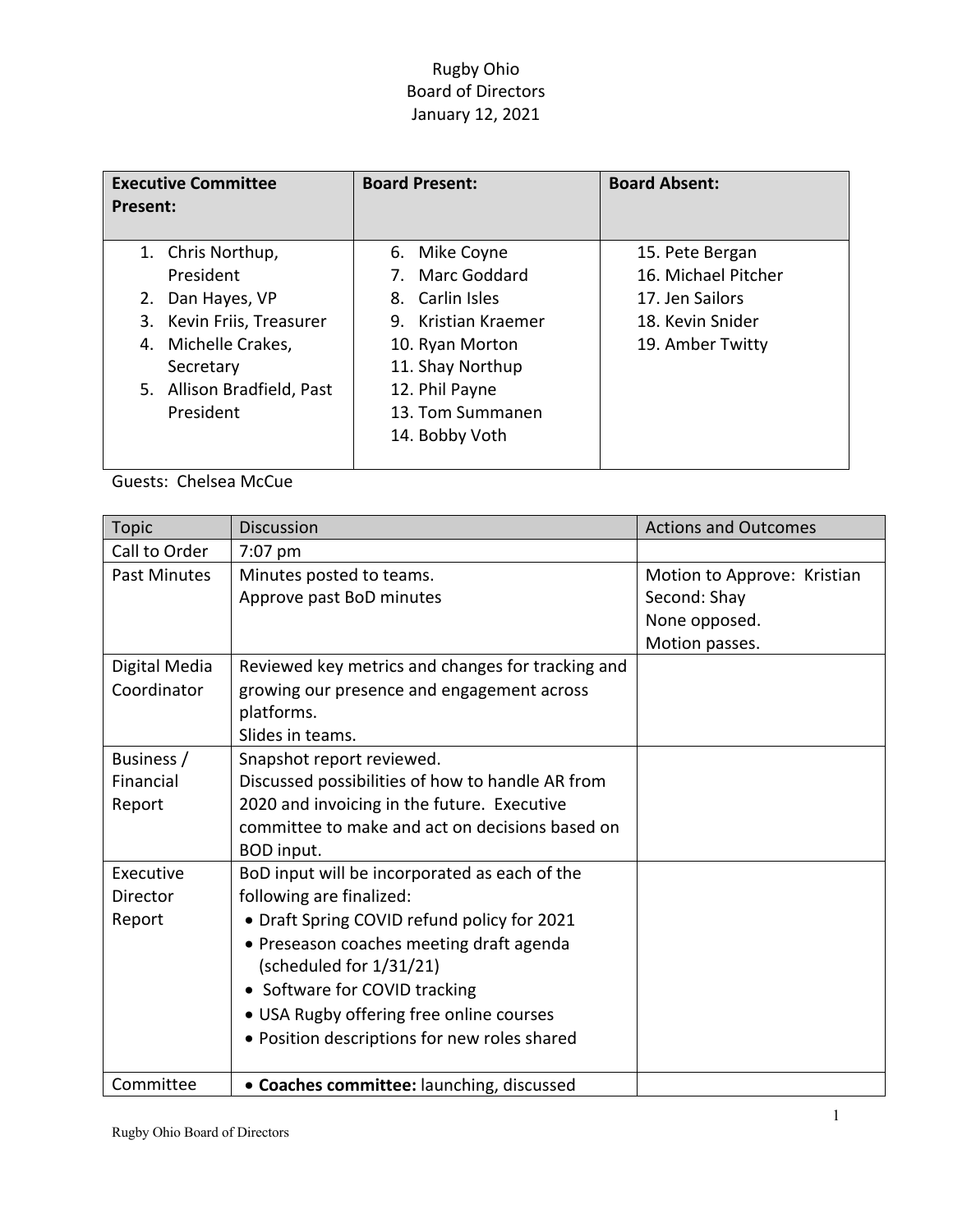# Rugby Ohio
## Board of Directors
### January 12, 2021

| Executive Committee Present: | Board Present: | Board Absent: |
|---|---|---|
| 1. Chris Northup, President<br>2. Dan Hayes, VP<br>3. Kevin Friis, Treasurer<br>4. Michelle Crakes, Secretary<br>5. Allison Bradfield, Past President | 6. Mike Coyne<br>7. Marc Goddard<br>8. Carlin Isles<br>9. Kristian Kraemer<br>10. Ryan Morton<br>11. Shay Northup<br>12. Phil Payne<br>13. Tom Summanen<br>14. Bobby Voth | 15. Pete Bergan<br>16. Michael Pitcher<br>17. Jen Sailors<br>18. Kevin Snider<br>19. Amber Twitty |

Guests: Chelsea McCue

| Topic | Discussion | Actions and Outcomes |
|---|---|---|
| Call to Order | 7:07 pm | |
| Past Minutes | Minutes posted to teams.<br>Approve past BoD minutes | Motion to Approve: Kristian<br>Second: Shay<br>None opposed.<br>Motion passes. |
| Digital Media Coordinator | Reviewed key metrics and changes for tracking and growing our presence and engagement across platforms.<br>Slides in teams. | |
| Business / Financial Report | Snapshot report reviewed.<br>Discussed possibilities of how to handle AR from 2020 and invoicing in the future. Executive committee to make and act on decisions based on BOD input. | |
| Executive Director Report | BoD input will be incorporated as each of the following are finalized:<br>• Draft Spring COVID refund policy for 2021<br>• Preseason coaches meeting draft agenda (scheduled for 1/31/21)<br>• Software for COVID tracking<br>• USA Rugby offering free online courses<br>• Position descriptions for new roles shared | |
| Committee | • **Coaches committee:** launching, discussed | |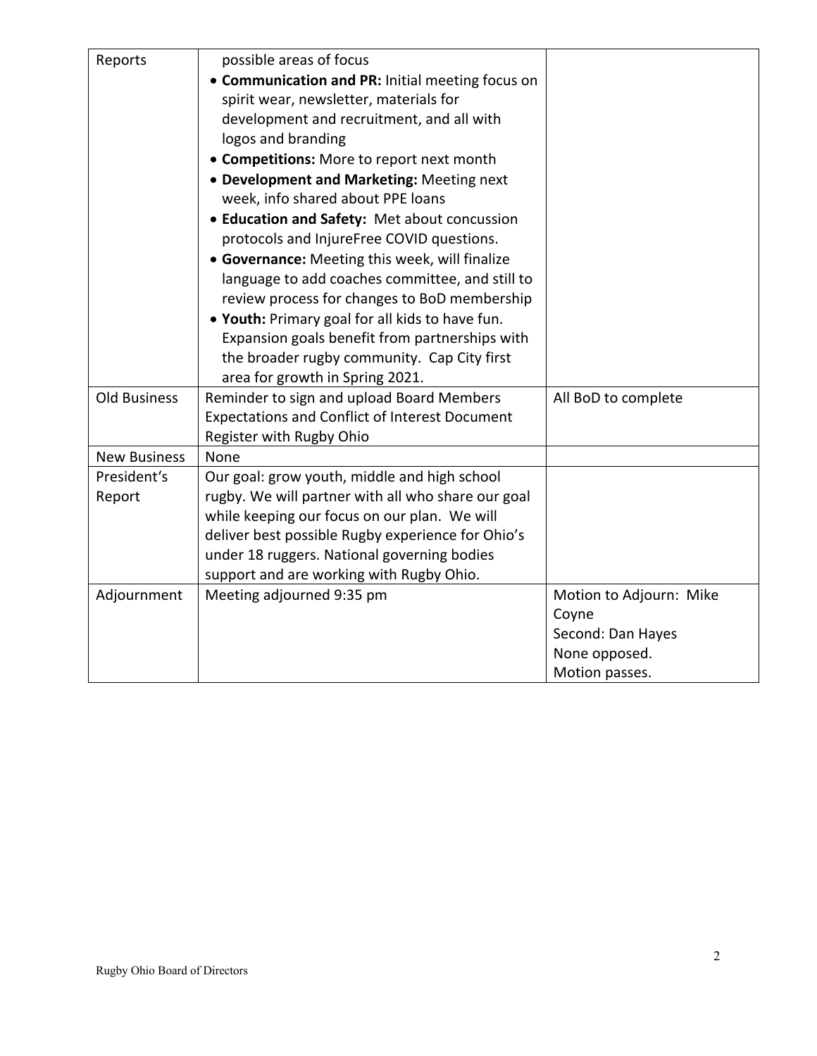| | | |
|---|---|---|
| Reports | possible areas of focus<br>• **Communication and PR:** Initial meeting focus on spirit wear, newsletter, materials for development and recruitment, and all with logos and branding<br>• **Competitions:** More to report next month<br>• **Development and Marketing:** Meeting next week, info shared about PPE loans<br>• **Education and Safety:** Met about concussion protocols and InjureFree COVID questions.<br>• **Governance:** Meeting this week, will finalize language to add coaches committee, and still to review process for changes to BoD membership<br>• **Youth:** Primary goal for all kids to have fun. Expansion goals benefit from partnerships with the broader rugby community. Cap City first area for growth in Spring 2021. | |
| Old Business | Reminder to sign and upload Board Members Expectations and Conflict of Interest Document Register with Rugby Ohio | All BoD to complete |
| New Business | None | |
| President's Report | Our goal: grow youth, middle and high school rugby. We will partner with all who share our goal while keeping our focus on our plan. We will deliver best possible Rugby experience for Ohio's under 18 ruggers. National governing bodies support and are working with Rugby Ohio. | |
| Adjournment | Meeting adjourned 9:35 pm | Motion to Adjourn: Mike Coyne<br>Second: Dan Hayes<br>None opposed.<br>Motion passes. |